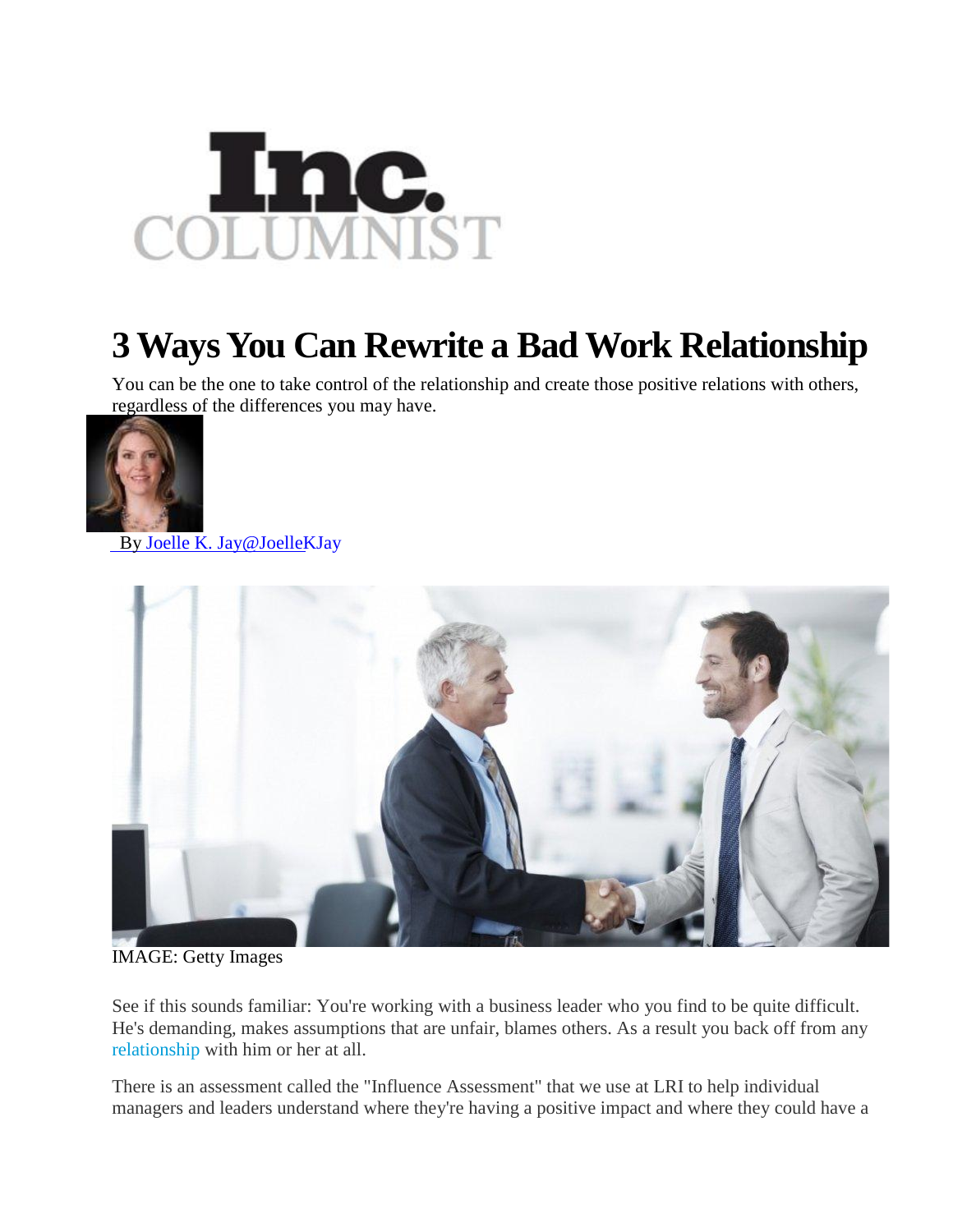Inc.
COLUMNIST

# 3 Ways You Can Rewrite a Bad Work Relationship

You can be the one to take control of the relationship and create those positive relations with others, regardless of the differences you may have.

By Joelle K. Jay@JoelleKJay

IMAGE: Getty Images

See if this sounds familiar: You're working with a business leader who you find to be quite difficult. He's demanding, makes assumptions that are unfair, blames others. As a result you back off from any relationship with him or her at all.

There is an assessment called the "Influence Assessment" that we use at LRI to help individual managers and leaders understand where they're having a positive impact and where they could have a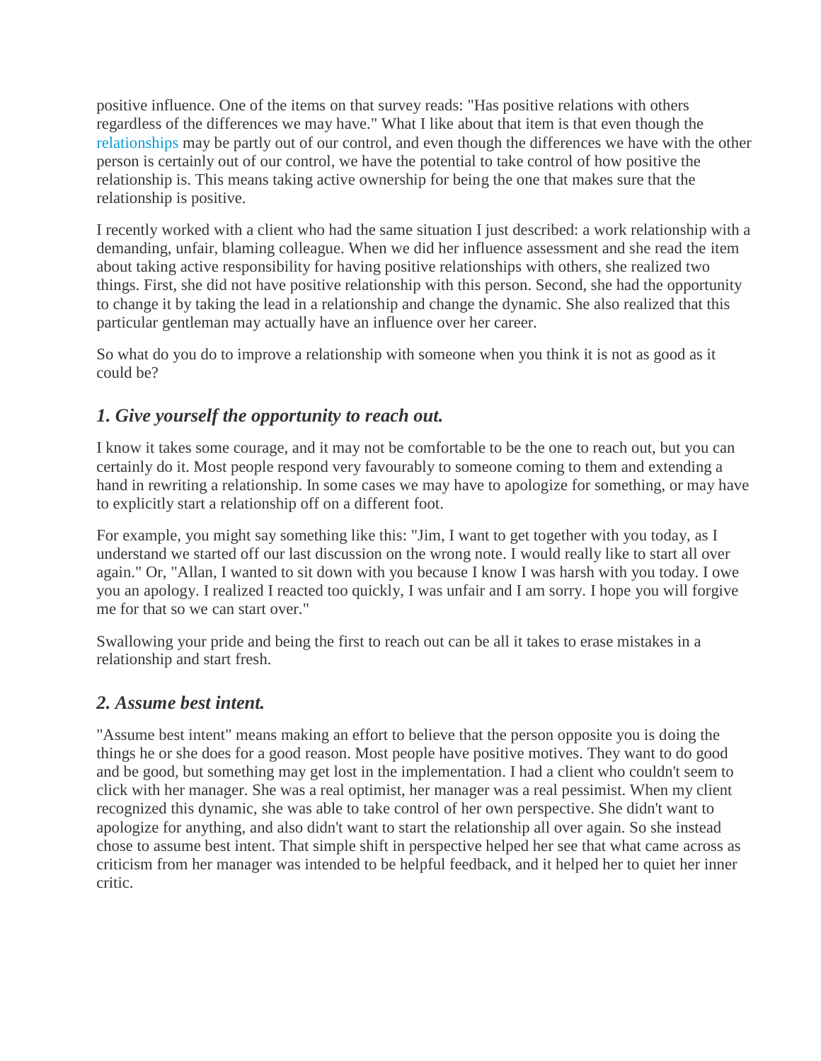positive influence. One of the items on that survey reads: "Has positive relations with others regardless of the differences we may have." What I like about that item is that even though the relationships may be partly out of our control, and even though the differences we have with the other person is certainly out of our control, we have the potential to take control of how positive the relationship is. This means taking active ownership for being the one that makes sure that the relationship is positive.

I recently worked with a client who had the same situation I just described: a work relationship with a demanding, unfair, blaming colleague. When we did her influence assessment and she read the item about taking active responsibility for having positive relationships with others, she realized two things. First, she did not have positive relationship with this person. Second, she had the opportunity to change it by taking the lead in a relationship and change the dynamic. She also realized that this particular gentleman may actually have an influence over her career.

So what do you do to improve a relationship with someone when you think it is not as good as it could be?

## *1. Give yourself the opportunity to reach out.*

I know it takes some courage, and it may not be comfortable to be the one to reach out, but you can certainly do it. Most people respond very favourably to someone coming to them and extending a hand in rewriting a relationship. In some cases we may have to apologize for something, or may have to explicitly start a relationship off on a different foot.

For example, you might say something like this: "Jim, I want to get together with you today, as I understand we started off our last discussion on the wrong note. I would really like to start all over again." Or, "Allan, I wanted to sit down with you because I know I was harsh with you today. I owe you an apology. I realized I reacted too quickly, I was unfair and I am sorry. I hope you will forgive me for that so we can start over."

Swallowing your pride and being the first to reach out can be all it takes to erase mistakes in a relationship and start fresh.

## *2. Assume best intent.*

"Assume best intent" means making an effort to believe that the person opposite you is doing the things he or she does for a good reason. Most people have positive motives. They want to do good and be good, but something may get lost in the implementation. I had a client who couldn't seem to click with her manager. She was a real optimist, her manager was a real pessimist. When my client recognized this dynamic, she was able to take control of her own perspective. She didn't want to apologize for anything, and also didn't want to start the relationship all over again. So she instead chose to assume best intent. That simple shift in perspective helped her see that what came across as criticism from her manager was intended to be helpful feedback, and it helped her to quiet her inner critic.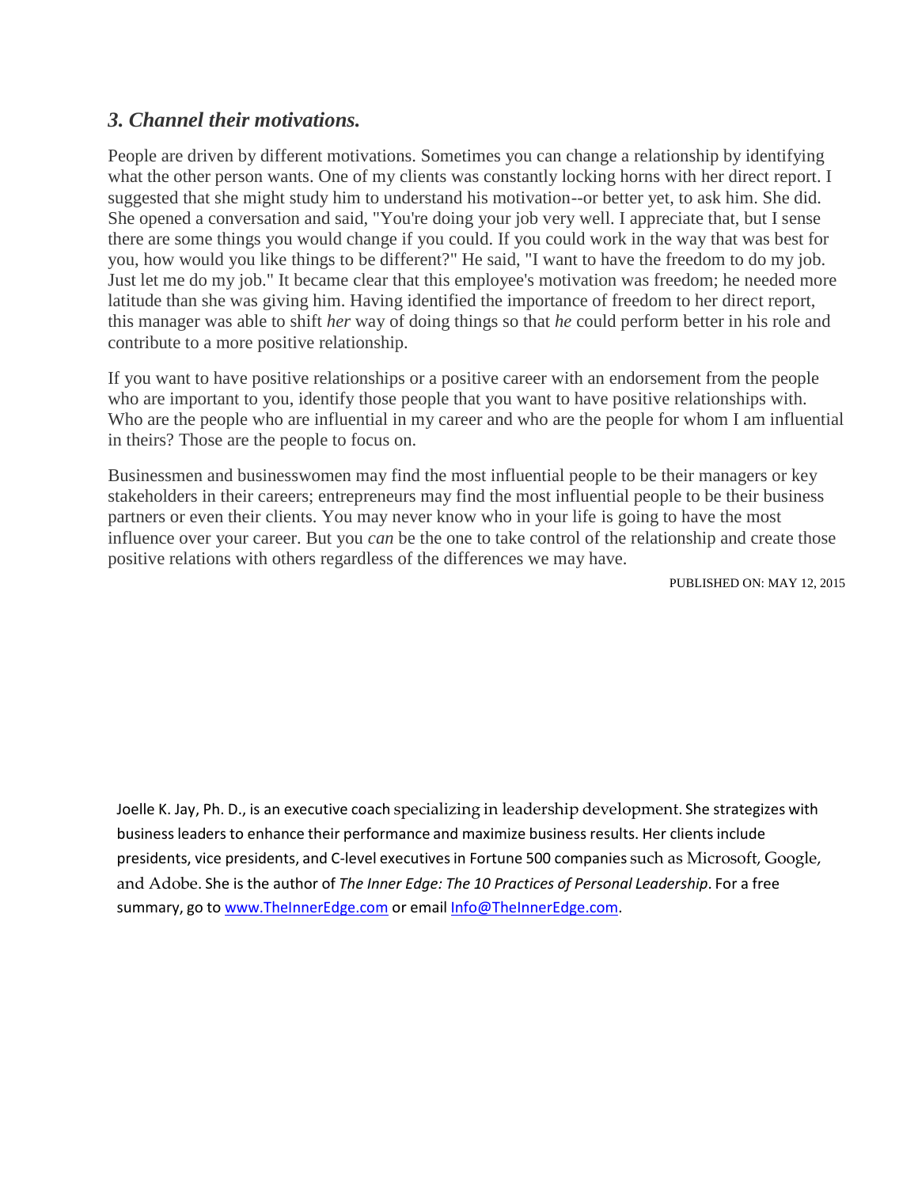### *3. Channel their motivations.*

People are driven by different motivations. Sometimes you can change a relationship by identifying what the other person wants. One of my clients was constantly locking horns with her direct report. I suggested that she might study him to understand his motivation--or better yet, to ask him. She did. She opened a conversation and said, "You're doing your job very well. I appreciate that, but I sense there are some things you would change if you could. If you could work in the way that was best for you, how would you like things to be different?" He said, "I want to have the freedom to do my job. Just let me do my job." It became clear that this employee's motivation was freedom; he needed more latitude than she was giving him. Having identified the importance of freedom to her direct report, this manager was able to shift *her* way of doing things so that *he* could perform better in his role and contribute to a more positive relationship.

If you want to have positive relationships or a positive career with an endorsement from the people who are important to you, identify those people that you want to have positive relationships with. Who are the people who are influential in my career and who are the people for whom I am influential in theirs? Those are the people to focus on.

Businessmen and businesswomen may find the most influential people to be their managers or key stakeholders in their careers; entrepreneurs may find the most influential people to be their business partners or even their clients. You may never know who in your life is going to have the most influence over your career. But you *can* be the one to take control of the relationship and create those positive relations with others regardless of the differences we may have.

PUBLISHED ON: MAY 12, 2015

Joelle K. Jay, Ph. D., is an executive coach specializing in leadership development. She strategizes with business leaders to enhance their performance and maximize business results. Her clients include presidents, vice presidents, and C-level executives in Fortune 500 companies such as Microsoft, Google, and Adobe. She is the author of *The Inner Edge: The 10 Practices of Personal Leadership*. For a free summary, go to [www.TheInnerEdge.com](http://www.TheInnerEdge.com) or email [Info@TheInnerEdge.com](mailto:Info@TheInnerEdge.com).